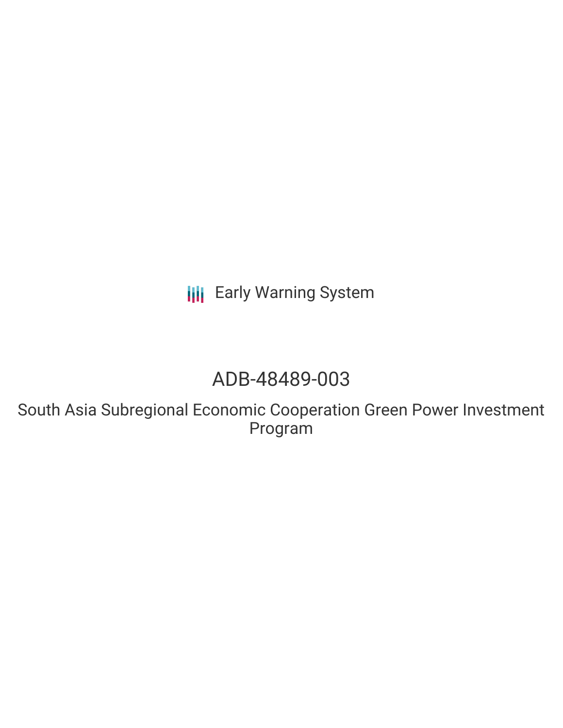Early Warning System

# ADB-48489-003

## South Asia Subregional Economic Cooperation Green Power Investment Program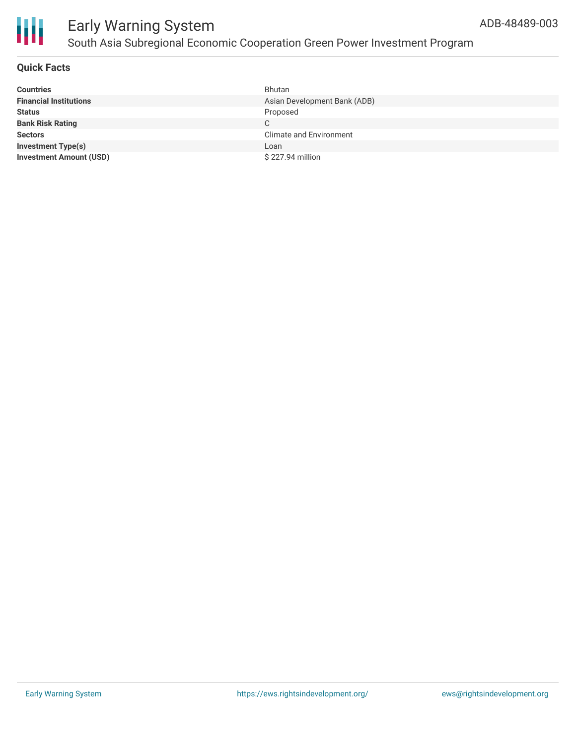# Early Warning System

## South Asia Subregional Economic Cooperation Green Power Investment Program

ADB-48489-003

### Quick Facts

| | |
|---|---|
| **Countries** | Bhutan |
| **Financial Institutions** | Asian Development Bank (ADB) |
| **Status** | Proposed |
| **Bank Risk Rating** | C |
| **Sectors** | Climate and Environment |
| **Investment Type(s)** | Loan |
| **Investment Amount (USD)** | $ 227.94 million |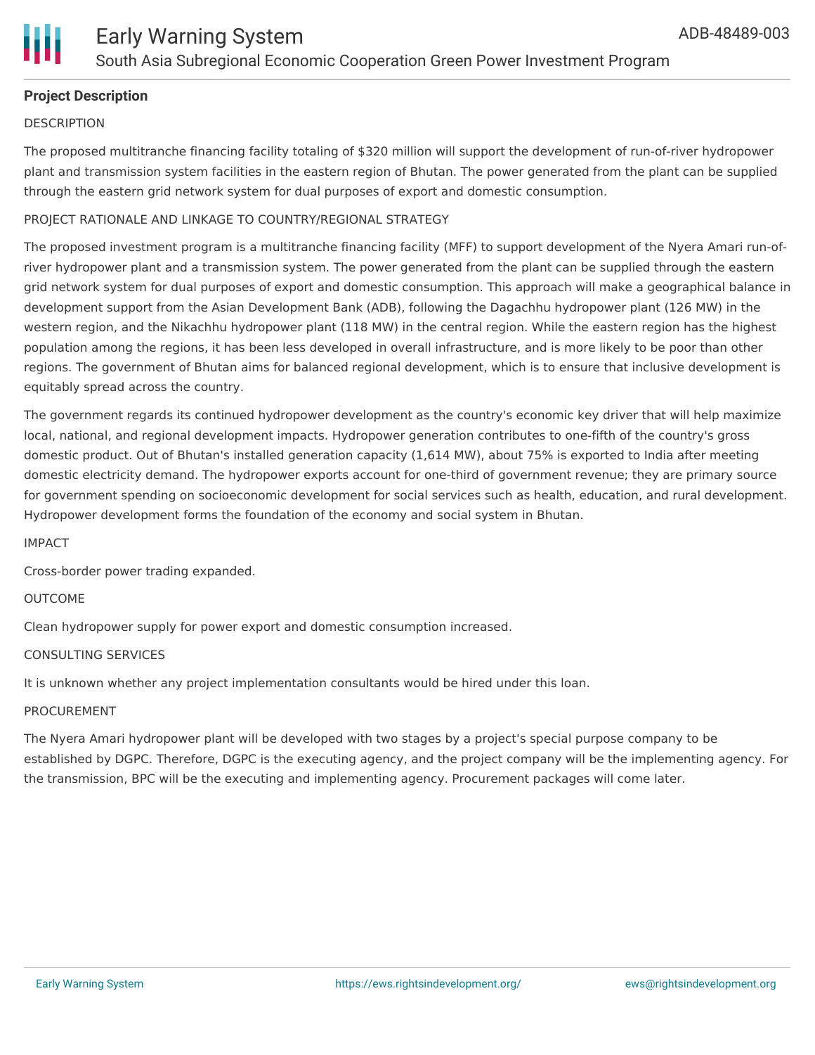## Project Description

DESCRIPTION

The proposed multitranche financing facility totaling of $320 million will support the development of run-of-river hydropower plant and transmission system facilities in the eastern region of Bhutan. The power generated from the plant can be supplied through the eastern grid network system for dual purposes of export and domestic consumption.

PROJECT RATIONALE AND LINKAGE TO COUNTRY/REGIONAL STRATEGY

The proposed investment program is a multitranche financing facility (MFF) to support development of the Nyera Amari run-of-river hydropower plant and a transmission system. The power generated from the plant can be supplied through the eastern grid network system for dual purposes of export and domestic consumption. This approach will make a geographical balance in development support from the Asian Development Bank (ADB), following the Dagachhu hydropower plant (126 MW) in the western region, and the Nikachhu hydropower plant (118 MW) in the central region. While the eastern region has the highest population among the regions, it has been less developed in overall infrastructure, and is more likely to be poor than other regions. The government of Bhutan aims for balanced regional development, which is to ensure that inclusive development is equitably spread across the country.

The government regards its continued hydropower development as the country's economic key driver that will help maximize local, national, and regional development impacts. Hydropower generation contributes to one-fifth of the country's gross domestic product. Out of Bhutan's installed generation capacity (1,614 MW), about 75% is exported to India after meeting domestic electricity demand. The hydropower exports account for one-third of government revenue; they are primary source for government spending on socioeconomic development for social services such as health, education, and rural development. Hydropower development forms the foundation of the economy and social system in Bhutan.

IMPACT

Cross-border power trading expanded.

OUTCOME

Clean hydropower supply for power export and domestic consumption increased.

CONSULTING SERVICES

It is unknown whether any project implementation consultants would be hired under this loan.

PROCUREMENT

The Nyera Amari hydropower plant will be developed with two stages by a project's special purpose company to be established by DGPC. Therefore, DGPC is the executing agency, and the project company will be the implementing agency. For the transmission, BPC will be the executing and implementing agency. Procurement packages will come later.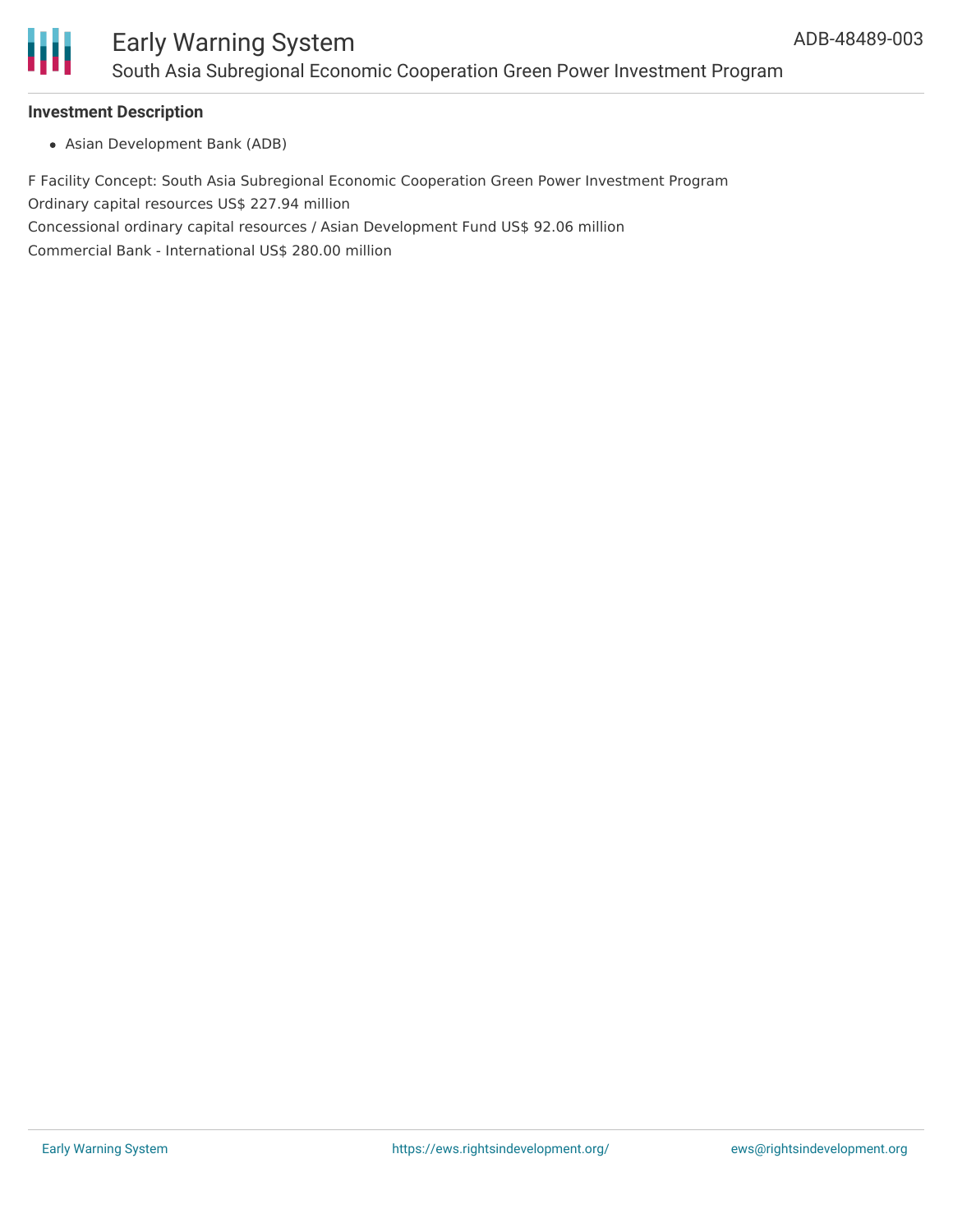**Investment Description**

- Asian Development Bank (ADB)

F Facility Concept: South Asia Subregional Economic Cooperation Green Power Investment Program
Ordinary capital resources US$ 227.94 million
Concessional ordinary capital resources / Asian Development Fund US$ 92.06 million
Commercial Bank - International US$ 280.00 million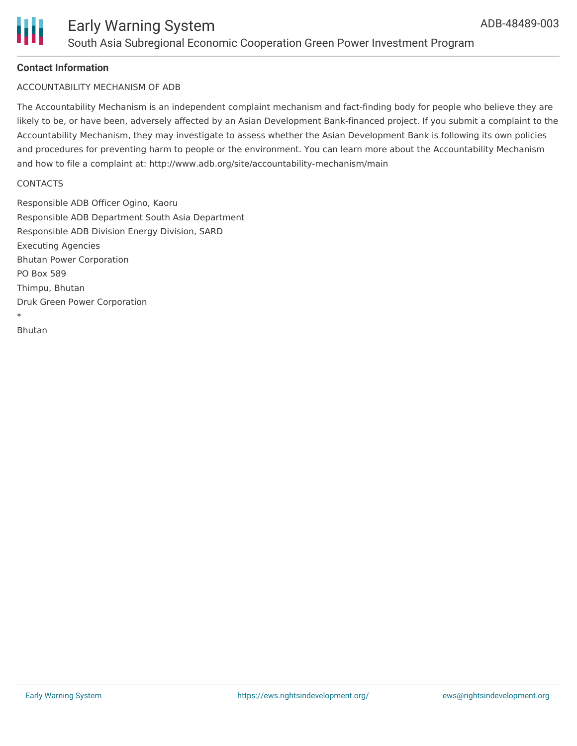## Contact Information

ACCOUNTABILITY MECHANISM OF ADB

The Accountability Mechanism is an independent complaint mechanism and fact-finding body for people who believe they are likely to be, or have been, adversely affected by an Asian Development Bank-financed project. If you submit a complaint to the Accountability Mechanism, they may investigate to assess whether the Asian Development Bank is following its own policies and procedures for preventing harm to people or the environment. You can learn more about the Accountability Mechanism and how to file a complaint at: http://www.adb.org/site/accountability-mechanism/main

CONTACTS

Responsible ADB Officer Ogino, Kaoru
Responsible ADB Department South Asia Department
Responsible ADB Division Energy Division, SARD
Executing Agencies
Bhutan Power Corporation
PO Box 589
Thimpu, Bhutan
Druk Green Power Corporation
*
Bhutan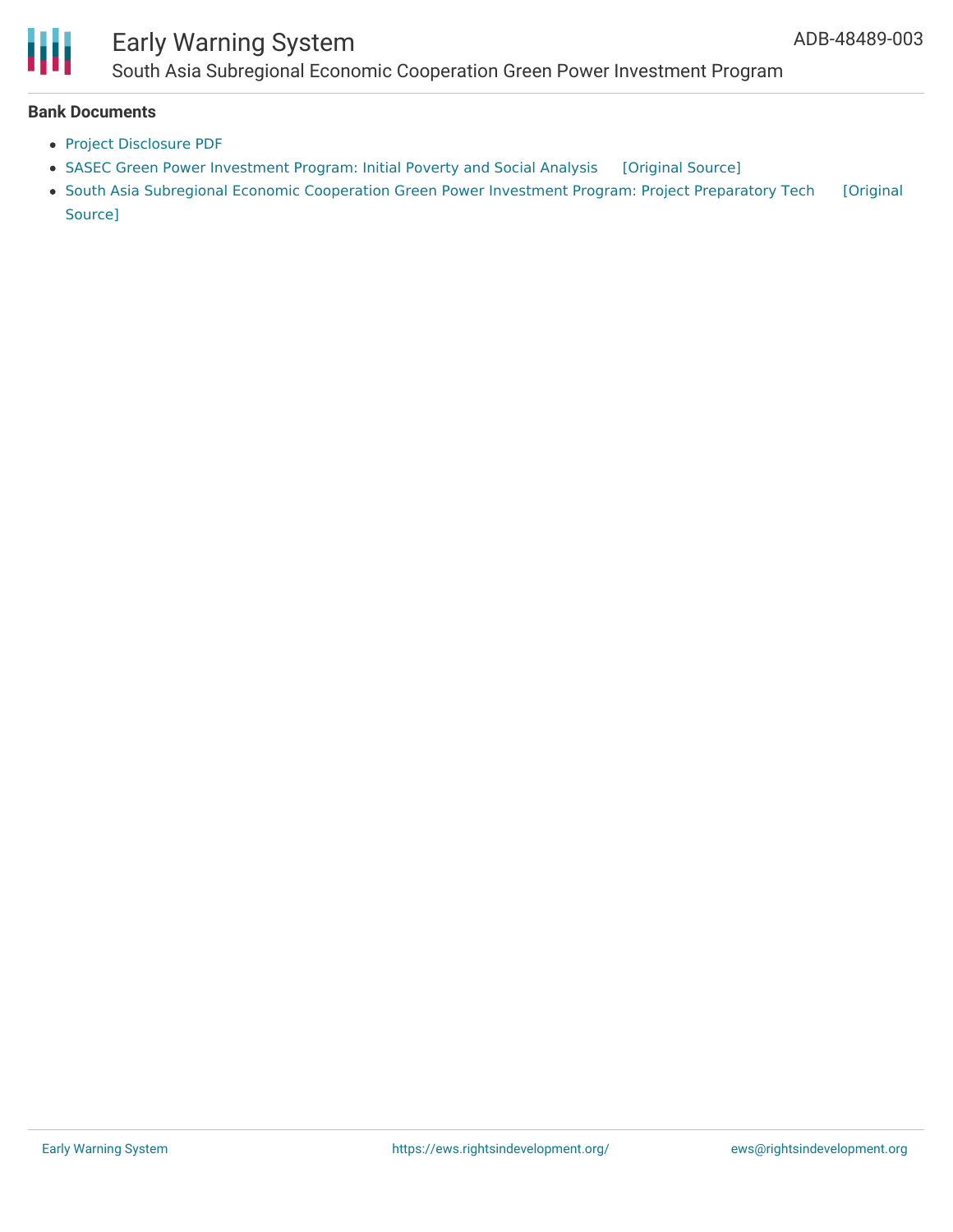**Bank Documents**

- Project Disclosure PDF
- SASEC Green Power Investment Program: Initial Poverty and Social Analysis [Original Source]
- South Asia Subregional Economic Cooperation Green Power Investment Program: Project Preparatory Tech [Original Source]